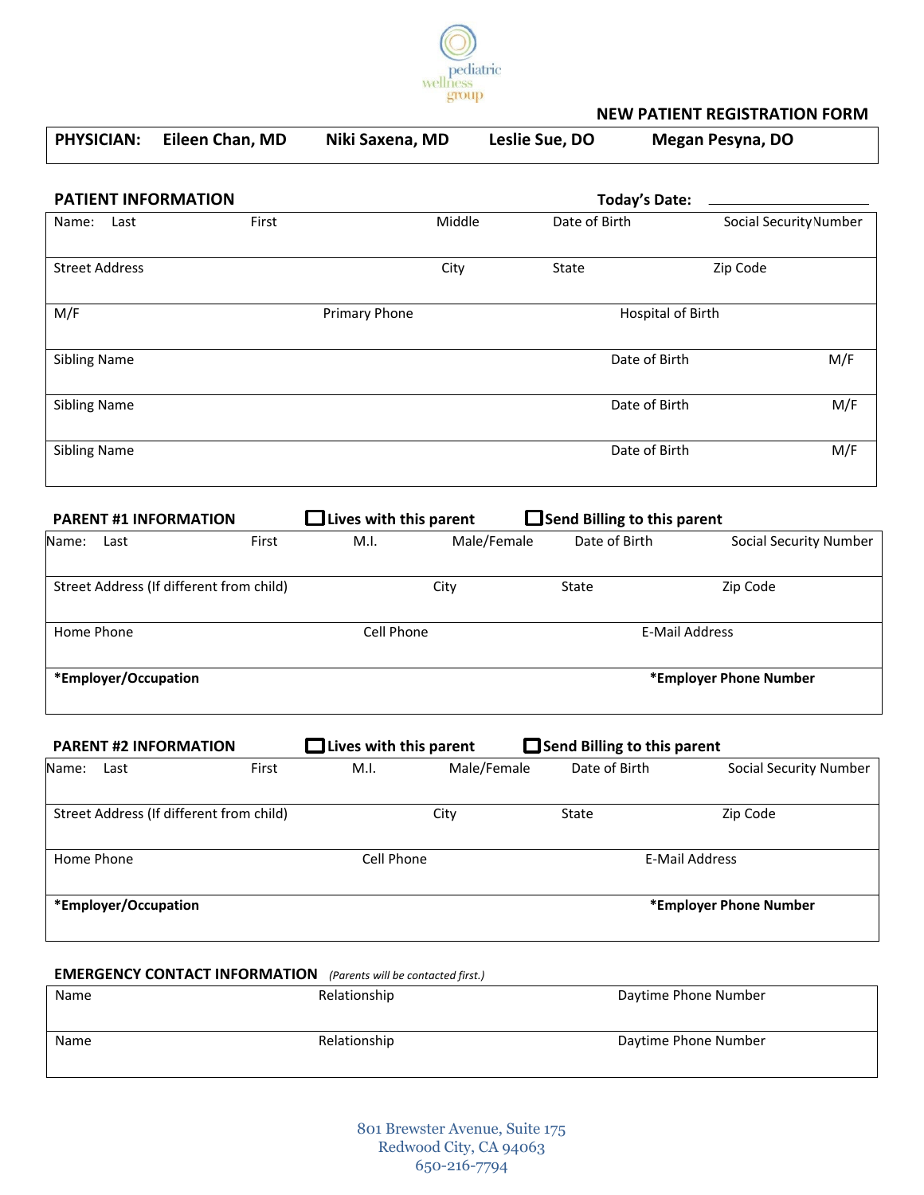pediatric wellness group

# NEW PATIENT REGISTRATION FORM

| PHYSICIAN: | Eileen Chan, MD | Niki Saxena, MD | Leslie Sue, DO | Megan Pesyna, DO |
|---|---|---|---|---|

## PATIENT INFORMATION

**Today's Date:** ____________________

| Name: Last | First | Middle | Date of Birth | Social Security Number |
|---|---|---|---|---|
| Street Address | | City | State | Zip Code |
| M/F | Primary Phone | | Hospital of Birth | |
| Sibling Name | | | Date of Birth | M/F |
| Sibling Name | | | Date of Birth | M/F |
| Sibling Name | | | Date of Birth | M/F |

## PARENT #1 INFORMATION

☐ **Lives with this parent** ☐ **Send Billing to this parent**

| Name: Last | First | M.I. | Male/Female | Date of Birth | Social Security Number |
|---|---|---|---|---|---|
| Street Address (If different from child) | | City | | State | Zip Code |
| Home Phone | | Cell Phone | | E-Mail Address | |
| **\*Employer/Occupation** | | | | **\*Employer Phone Number** | |

## PARENT #2 INFORMATION

☐ **Lives with this parent** ☐ **Send Billing to this parent**

| Name: Last | First | M.I. | Male/Female | Date of Birth | Social Security Number |
|---|---|---|---|---|---|
| Street Address (If different from child) | | City | | State | Zip Code |
| Home Phone | | Cell Phone | | E-Mail Address | |
| **\*Employer/Occupation** | | | | **\*Employer Phone Number** | |

## EMERGENCY CONTACT INFORMATION *(Parents will be contacted first.)*

| Name | Relationship | Daytime Phone Number |
|---|---|---|
| Name | Relationship | Daytime Phone Number |

801 Brewster Avenue, Suite 175
Redwood City, CA 94063
650-216-7794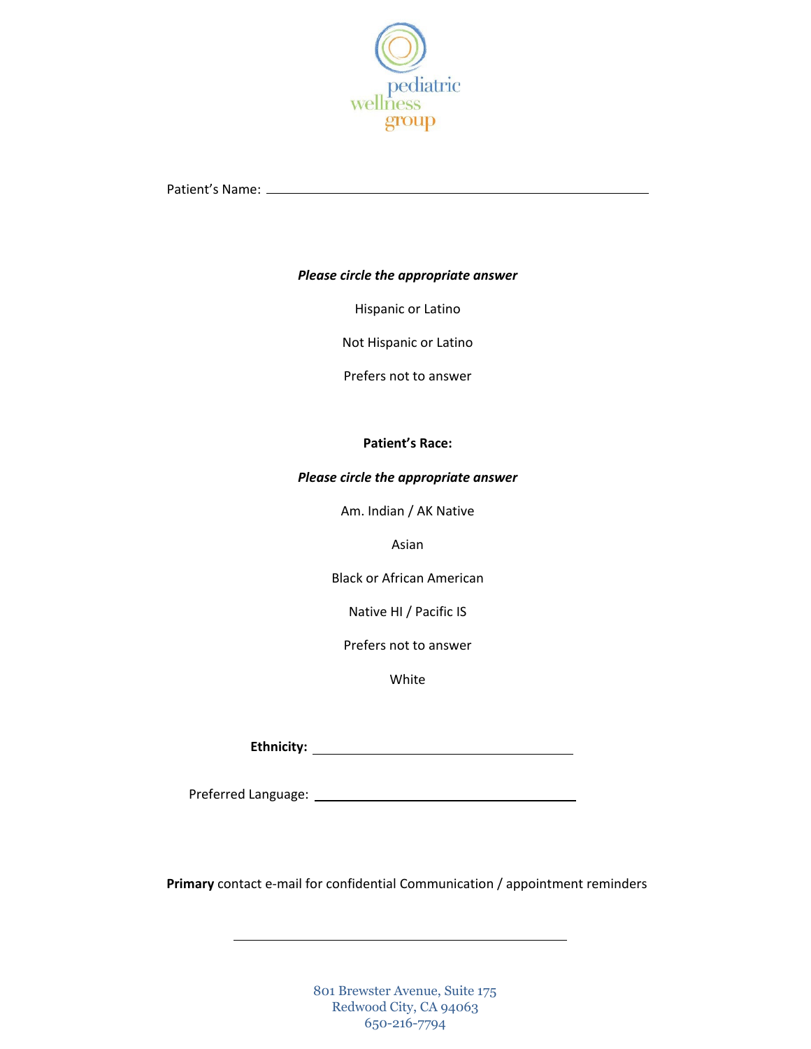pediatric wellness group

Patient's Name: ______________________________________________

***Please circle the appropriate answer***

Hispanic or Latino

Not Hispanic or Latino

Prefers not to answer

**Patient's Race:**

***Please circle the appropriate answer***

Am. Indian / AK Native

Asian

Black or African American

Native HI / Pacific IS

Prefers not to answer

White

**Ethnicity:** ______________________________

Preferred Language: ______________________________

**Primary** contact e-mail for confidential Communication / appointment reminders

______________________________________

801 Brewster Avenue, Suite 175
Redwood City, CA 94063
650-216-7794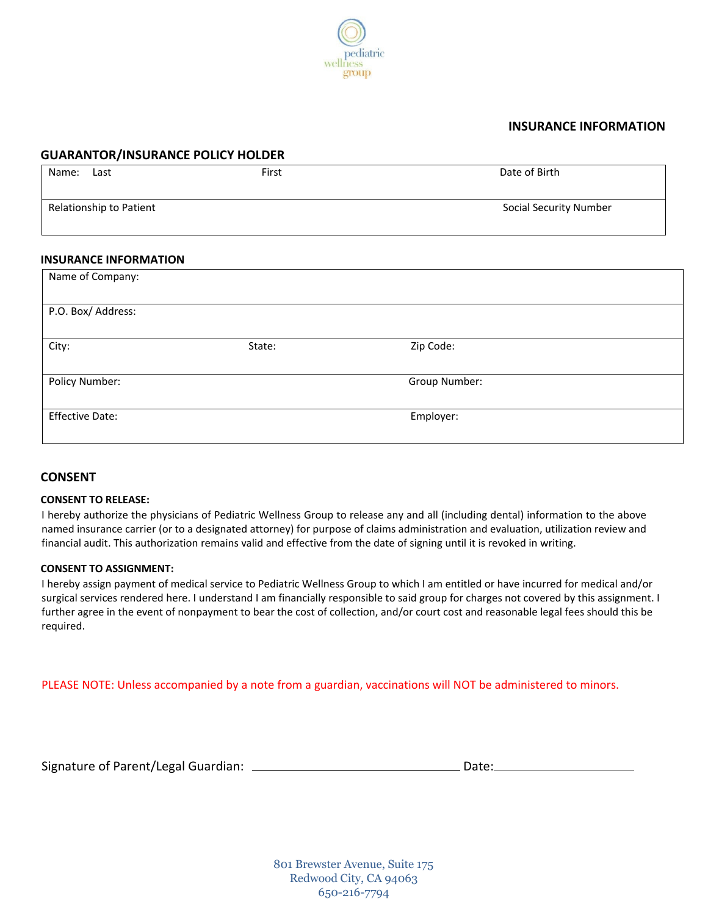pediatric wellness group

## INSURANCE INFORMATION

### GUARANTOR/INSURANCE POLICY HOLDER

| Name: Last | First | Date of Birth |
|---|---|---|
| Relationship to Patient | | Social Security Number |

### INSURANCE INFORMATION

| Name of Company: | | |
|---|---|---|
| P.O. Box/ Address: | | |
| City: | State: | Zip Code: |
| Policy Number: | | Group Number: |
| Effective Date: | | Employer: |

## CONSENT

**CONSENT TO RELEASE:**

I hereby authorize the physicians of Pediatric Wellness Group to release any and all (including dental) information to the above named insurance carrier (or to a designated attorney) for purpose of claims administration and evaluation, utilization review and financial audit. This authorization remains valid and effective from the date of signing until it is revoked in writing.

**CONSENT TO ASSIGNMENT:**

I hereby assign payment of medical service to Pediatric Wellness Group to which I am entitled or have incurred for medical and/or surgical services rendered here. I understand I am financially responsible to said group for charges not covered by this assignment. I further agree in the event of nonpayment to bear the cost of collection, and/or court cost and reasonable legal fees should this be required.

PLEASE NOTE: Unless accompanied by a note from a guardian, vaccinations will NOT be administered to minors.

Signature of Parent/Legal Guardian: ______________________________ Date:____________________

801 Brewster Avenue, Suite 175
Redwood City, CA 94063
650-216-7794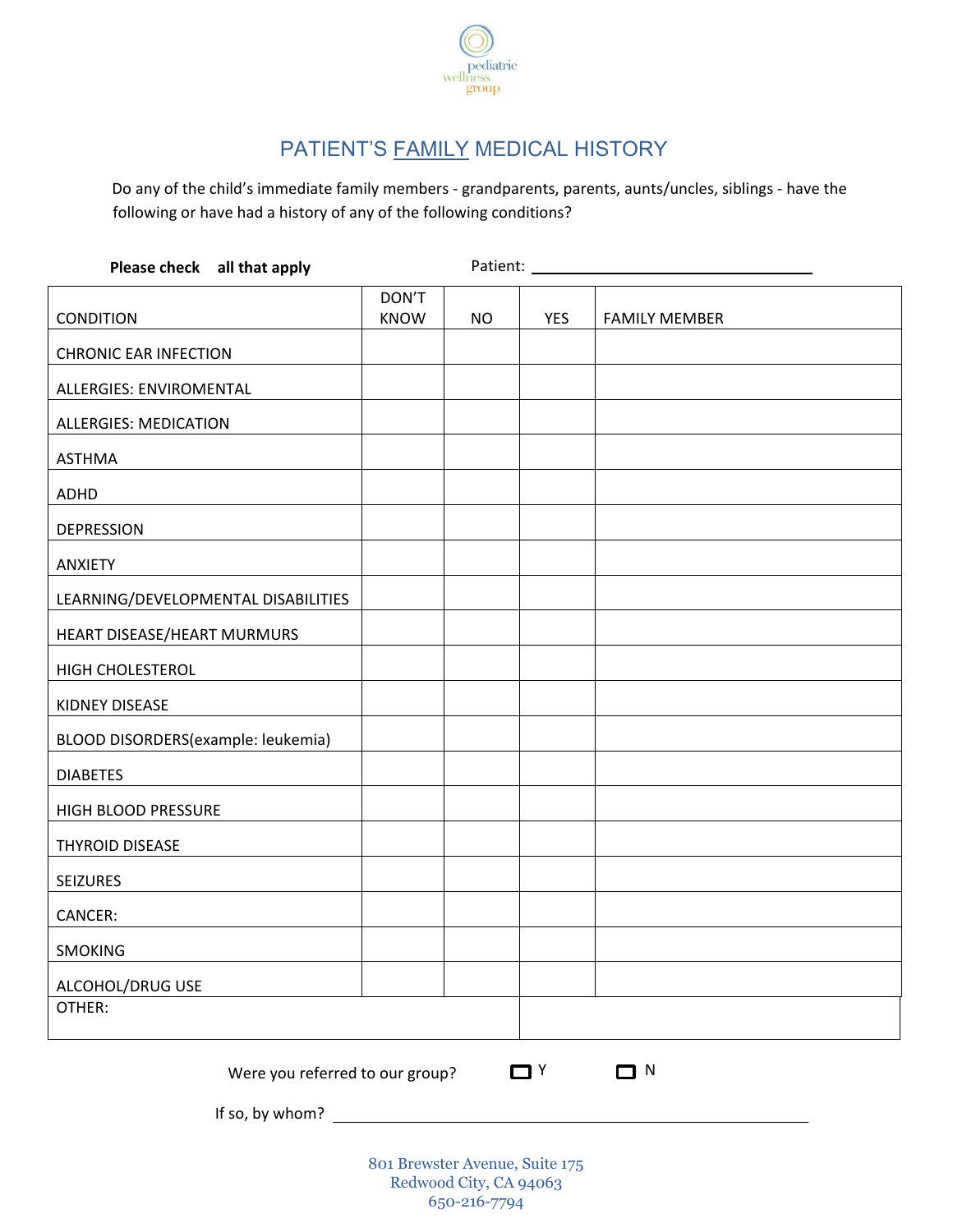pediatric wellness group

# PATIENT'S FAMILY MEDICAL HISTORY

Do any of the child's immediate family members - grandparents, parents, aunts/uncles, siblings - have the following or have had a history of any of the following conditions?

**Please check all that apply** Patient: ___________________________

| CONDITION | DON'T KNOW | NO | YES | FAMILY MEMBER |
|---|---|---|---|---|
| CHRONIC EAR INFECTION | | | | |
| ALLERGIES: ENVIROMENTAL | | | | |
| ALLERGIES: MEDICATION | | | | |
| ASTHMA | | | | |
| ADHD | | | | |
| DEPRESSION | | | | |
| ANXIETY | | | | |
| LEARNING/DEVELOPMENTAL DISABILITIES | | | | |
| HEART DISEASE/HEART MURMURS | | | | |
| HIGH CHOLESTEROL | | | | |
| KIDNEY DISEASE | | | | |
| BLOOD DISORDERS(example: leukemia) | | | | |
| DIABETES | | | | |
| HIGH BLOOD PRESSURE | | | | |
| THYROID DISEASE | | | | |
| SEIZURES | | | | |
| CANCER: | | | | |
| SMOKING | | | | |
| ALCOHOL/DRUG USE | | | | |
| OTHER: | | | | |

Were you referred to our group? ☐ Y ☐ N

If so, by whom? ___________________________

801 Brewster Avenue, Suite 175
Redwood City, CA 94063
650-216-7794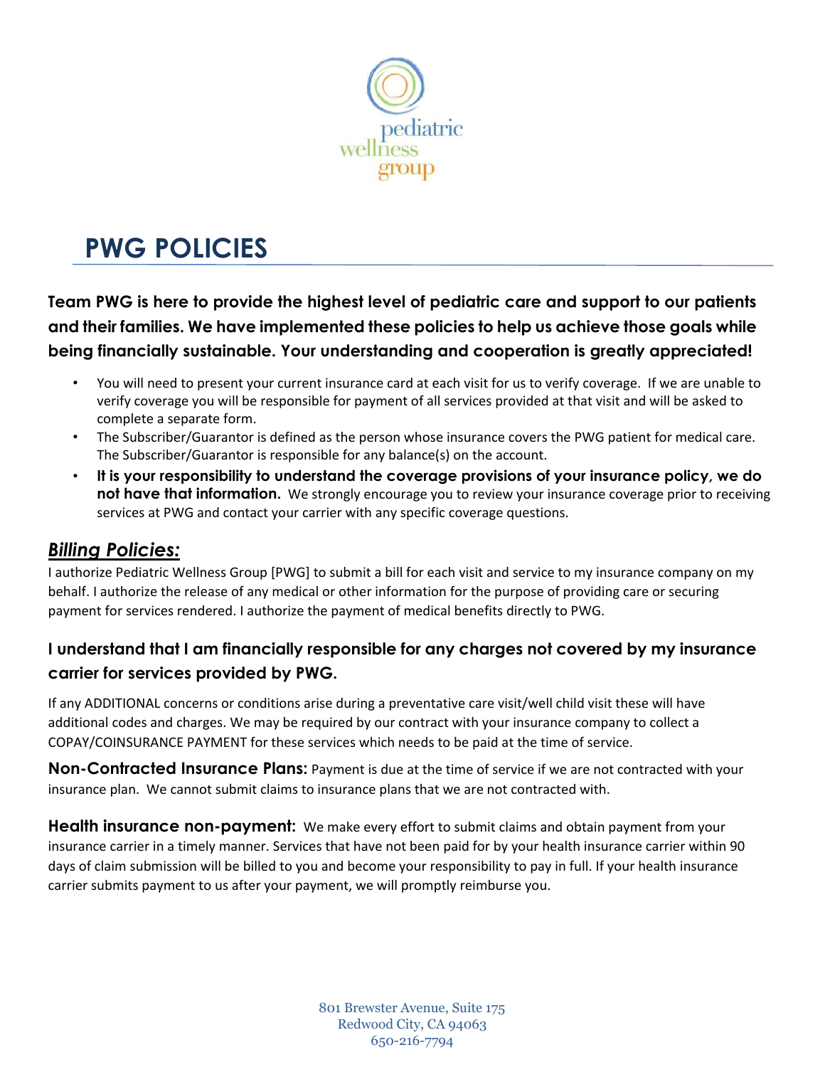pediatric wellness group

# PWG POLICIES

**Team PWG is here to provide the highest level of pediatric care and support to our patients and their families. We have implemented these policies to help us achieve those goals while being financially sustainable. Your understanding and cooperation is greatly appreciated!**

- You will need to present your current insurance card at each visit for us to verify coverage. If we are unable to verify coverage you will be responsible for payment of all services provided at that visit and will be asked to complete a separate form.
- The Subscriber/Guarantor is defined as the person whose insurance covers the PWG patient for medical care. The Subscriber/Guarantor is responsible for any balance(s) on the account.
- **It is your responsibility to understand the coverage provisions of your insurance policy, we do not have that information.** We strongly encourage you to review your insurance coverage prior to receiving services at PWG and contact your carrier with any specific coverage questions.

## ***Billing Policies:***

I authorize Pediatric Wellness Group [PWG] to submit a bill for each visit and service to my insurance company on my behalf. I authorize the release of any medical or other information for the purpose of providing care or securing payment for services rendered. I authorize the payment of medical benefits directly to PWG.

### I understand that I am financially responsible for any charges not covered by my insurance carrier for services provided by PWG.

If any ADDITIONAL concerns or conditions arise during a preventative care visit/well child visit these will have additional codes and charges. We may be required by our contract with your insurance company to collect a COPAY/COINSURANCE PAYMENT for these services which needs to be paid at the time of service.

**Non-Contracted Insurance Plans:** Payment is due at the time of service if we are not contracted with your insurance plan. We cannot submit claims to insurance plans that we are not contracted with.

**Health insurance non-payment:** We make every effort to submit claims and obtain payment from your insurance carrier in a timely manner. Services that have not been paid for by your health insurance carrier within 90 days of claim submission will be billed to you and become your responsibility to pay in full. If your health insurance carrier submits payment to us after your payment, we will promptly reimburse you.

801 Brewster Avenue, Suite 175
Redwood City, CA 94063
650-216-7794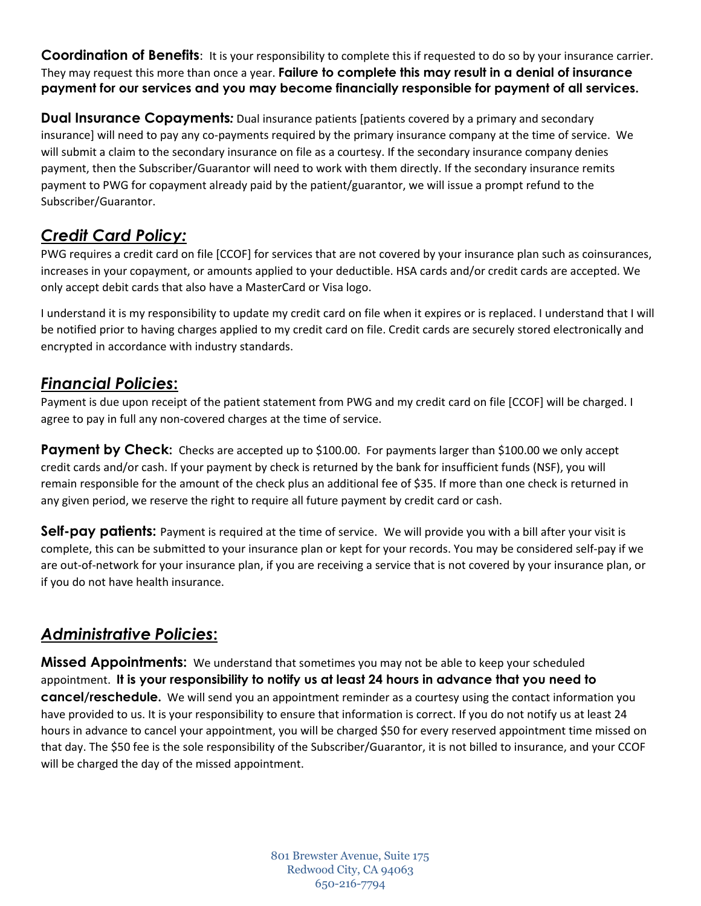**Coordination of Benefits**: It is your responsibility to complete this if requested to do so by your insurance carrier. They may request this more than once a year. **Failure to complete this may result in a denial of insurance payment for our services and you may become financially responsible for payment of all services.**

**Dual Insurance Copayments*:*** Dual insurance patients [patients covered by a primary and secondary insurance] will need to pay any co-payments required by the primary insurance company at the time of service. We will submit a claim to the secondary insurance on file as a courtesy. If the secondary insurance company denies payment, then the Subscriber/Guarantor will need to work with them directly. If the secondary insurance remits payment to PWG for copayment already paid by the patient/guarantor, we will issue a prompt refund to the Subscriber/Guarantor.

## *Credit Card Policy:*

PWG requires a credit card on file [CCOF] for services that are not covered by your insurance plan such as coinsurances, increases in your copayment, or amounts applied to your deductible. HSA cards and/or credit cards are accepted. We only accept debit cards that also have a MasterCard or Visa logo.

I understand it is my responsibility to update my credit card on file when it expires or is replaced. I understand that I will be notified prior to having charges applied to my credit card on file. Credit cards are securely stored electronically and encrypted in accordance with industry standards.

## *Financial Policies*:

Payment is due upon receipt of the patient statement from PWG and my credit card on file [CCOF] will be charged. I agree to pay in full any non-covered charges at the time of service.

**Payment by Check:** Checks are accepted up to $100.00. For payments larger than $100.00 we only accept credit cards and/or cash. If your payment by check is returned by the bank for insufficient funds (NSF), you will remain responsible for the amount of the check plus an additional fee of $35. If more than one check is returned in any given period, we reserve the right to require all future payment by credit card or cash.

**Self-pay patients:** Payment is required at the time of service. We will provide you with a bill after your visit is complete, this can be submitted to your insurance plan or kept for your records. You may be considered self-pay if we are out-of-network for your insurance plan, if you are receiving a service that is not covered by your insurance plan, or if you do not have health insurance.

## *Administrative Policies*:

**Missed Appointments:** We understand that sometimes you may not be able to keep your scheduled appointment. **It is your responsibility to notify us at least 24 hours in advance that you need to cancel/reschedule.** We will send you an appointment reminder as a courtesy using the contact information you have provided to us. It is your responsibility to ensure that information is correct. If you do not notify us at least 24 hours in advance to cancel your appointment, you will be charged $50 for every reserved appointment time missed on that day. The $50 fee is the sole responsibility of the Subscriber/Guarantor, it is not billed to insurance, and your CCOF will be charged the day of the missed appointment.

801 Brewster Avenue, Suite 175
Redwood City, CA 94063
650-216-7794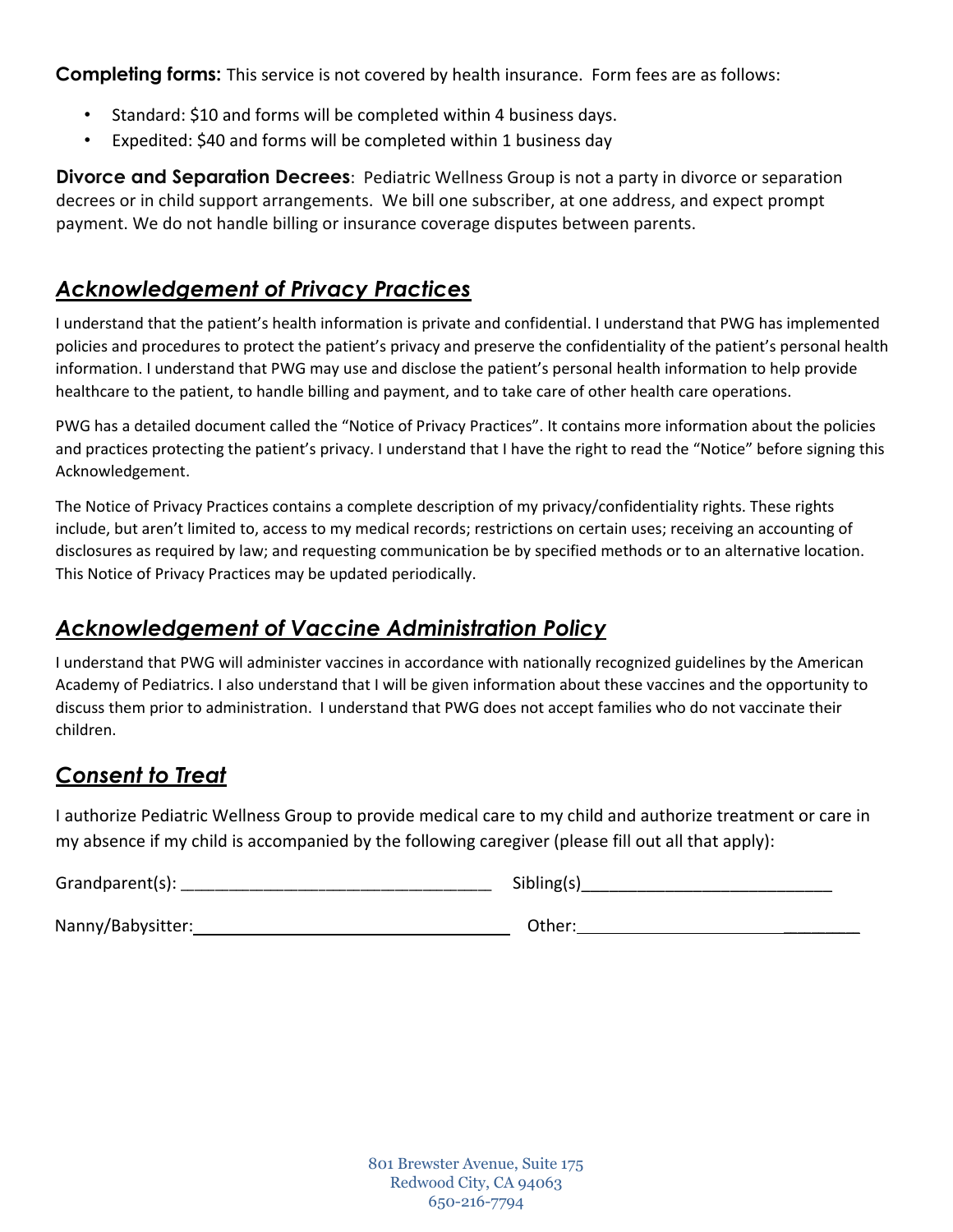**Completing forms:** This service is not covered by health insurance. Form fees are as follows:

- Standard: $10 and forms will be completed within 4 business days.
- Expedited: $40 and forms will be completed within 1 business day

**Divorce and Separation Decrees**: Pediatric Wellness Group is not a party in divorce or separation decrees or in child support arrangements. We bill one subscriber, at one address, and expect prompt payment. We do not handle billing or insurance coverage disputes between parents.

## ***Acknowledgement of Privacy Practices***

I understand that the patient's health information is private and confidential. I understand that PWG has implemented policies and procedures to protect the patient's privacy and preserve the confidentiality of the patient's personal health information. I understand that PWG may use and disclose the patient's personal health information to help provide healthcare to the patient, to handle billing and payment, and to take care of other health care operations.

PWG has a detailed document called the "Notice of Privacy Practices". It contains more information about the policies and practices protecting the patient's privacy. I understand that I have the right to read the "Notice" before signing this Acknowledgement.

The Notice of Privacy Practices contains a complete description of my privacy/confidentiality rights. These rights include, but aren't limited to, access to my medical records; restrictions on certain uses; receiving an accounting of disclosures as required by law; and requesting communication be by specified methods or to an alternative location. This Notice of Privacy Practices may be updated periodically.

## ***Acknowledgement of Vaccine Administration Policy***

I understand that PWG will administer vaccines in accordance with nationally recognized guidelines by the American Academy of Pediatrics. I also understand that I will be given information about these vaccines and the opportunity to discuss them prior to administration. I understand that PWG does not accept families who do not vaccinate their children.

## ***Consent to Treat***

I authorize Pediatric Wellness Group to provide medical care to my child and authorize treatment or care in my absence if my child is accompanied by the following caregiver (please fill out all that apply):

Grandparent(s): ________________________________ Sibling(s)__________________________

Nanny/Babysitter: ________________________________ Other: ______________________________

801 Brewster Avenue, Suite 175
Redwood City, CA 94063
650-216-7794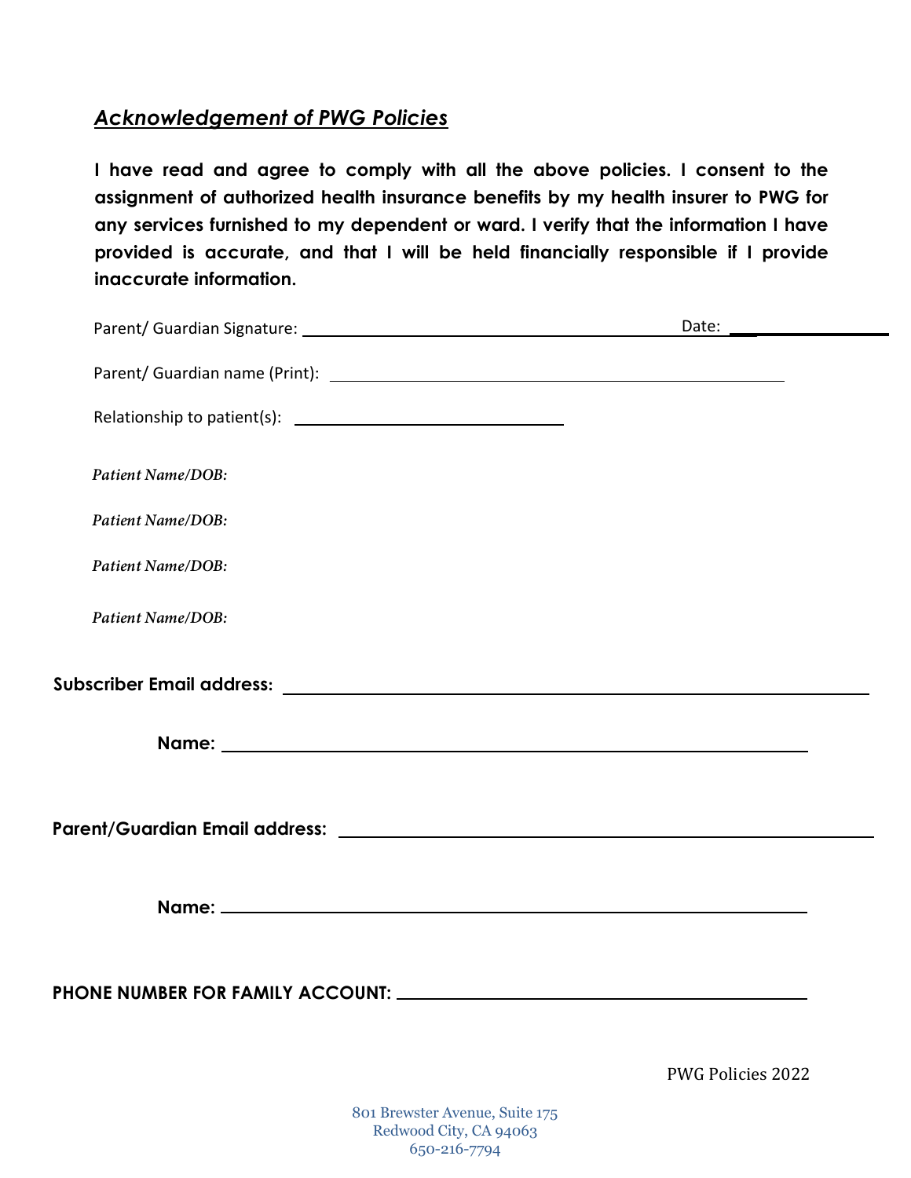## ***Acknowledgement of PWG Policies***

**I have read and agree to comply with all the above policies. I consent to the assignment of authorized health insurance benefits by my health insurer to PWG for any services furnished to my dependent or ward. I verify that the information I have provided is accurate, and that I will be held financially responsible if I provide inaccurate information.**

Parent/ Guardian Signature: ______________________________ Date: ______________

Parent/ Guardian name (Print): ______________________________

Relationship to patient(s): ______________________

*Patient Name/DOB:*

*Patient Name/DOB:*

*Patient Name/DOB:*

*Patient Name/DOB:*

**Subscriber Email address:** ______________________________

**Name:** ______________________________

**Parent/Guardian Email address:** ______________________________

**Name:** ______________________________

**PHONE NUMBER FOR FAMILY ACCOUNT:** ______________________________

PWG Policies 2022

801 Brewster Avenue, Suite 175
Redwood City, CA 94063
650-216-7794